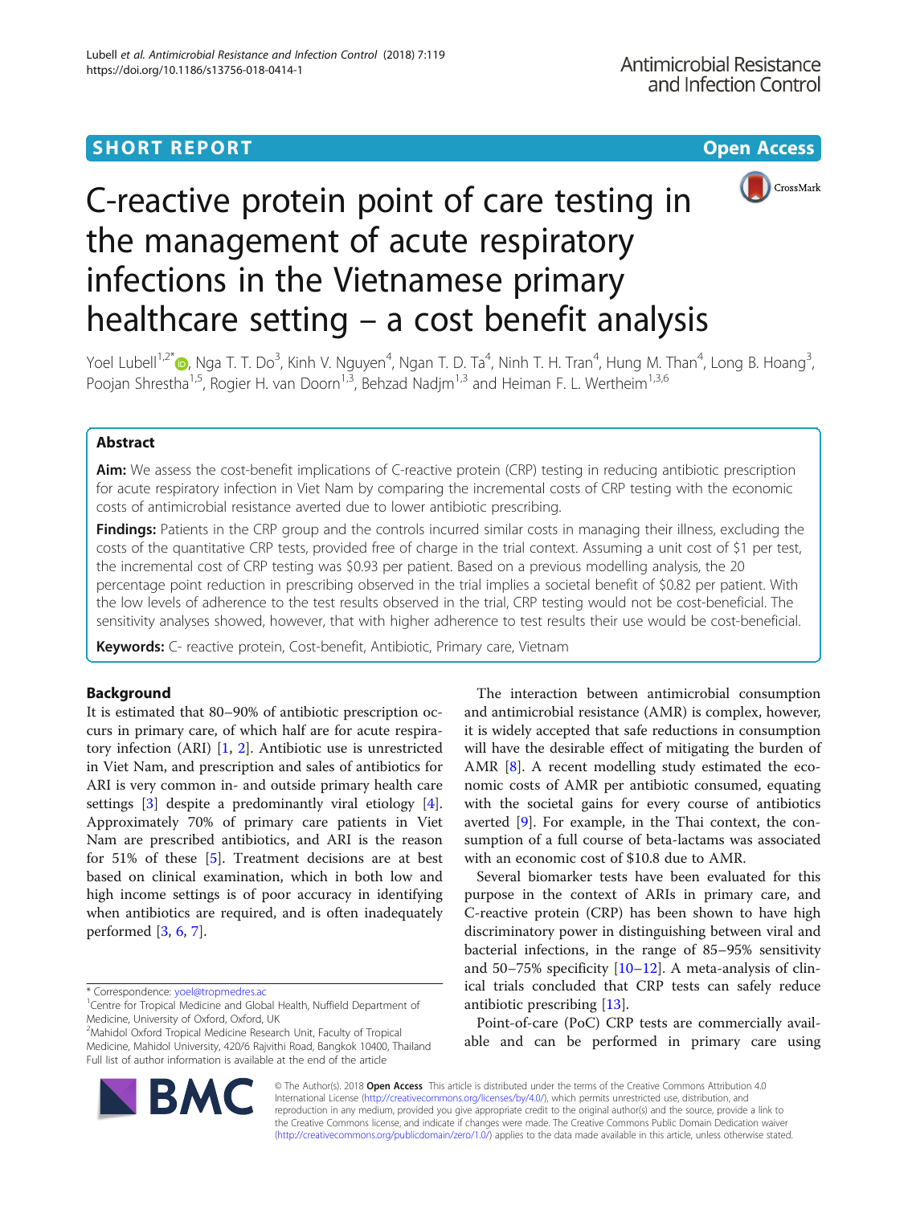SHORT REPORT

Open Access

# C-reactive protein point of care testing in the management of acute respiratory infections in the Vietnamese primary healthcare setting – a cost benefit analysis

Yoel Lubell[1,2*], Nga T. T. Do[3], Kinh V. Nguyen[4], Ngan T. D. Ta[4], Ninh T. H. Tran[4], Hung M. Than[4], Long B. Hoang[3], Poojan Shrestha[1,5], Rogier H. van Doorn[1,3], Behzad Nadjm[1,3] and Heiman F. L. Wertheim[1,3,6]

## Abstract

**Aim:** We assess the cost-benefit implications of C-reactive protein (CRP) testing in reducing antibiotic prescription for acute respiratory infection in Viet Nam by comparing the incremental costs of CRP testing with the economic costs of antimicrobial resistance averted due to lower antibiotic prescribing.

**Findings:** Patients in the CRP group and the controls incurred similar costs in managing their illness, excluding the costs of the quantitative CRP tests, provided free of charge in the trial context. Assuming a unit cost of $1 per test, the incremental cost of CRP testing was $0.93 per patient. Based on a previous modelling analysis, the 20 percentage point reduction in prescribing observed in the trial implies a societal benefit of $0.82 per patient. With the low levels of adherence to the test results observed in the trial, CRP testing would not be cost-beneficial. The sensitivity analyses showed, however, that with higher adherence to test results their use would be cost-beneficial.

**Keywords:** C- reactive protein, Cost-benefit, Antibiotic, Primary care, Vietnam

## Background

It is estimated that 80–90% of antibiotic prescription occurs in primary care, of which half are for acute respiratory infection (ARI) [1, 2]. Antibiotic use is unrestricted in Viet Nam, and prescription and sales of antibiotics for ARI is very common in- and outside primary health care settings [3] despite a predominantly viral etiology [4]. Approximately 70% of primary care patients in Viet Nam are prescribed antibiotics, and ARI is the reason for 51% of these [5]. Treatment decisions are at best based on clinical examination, which in both low and high income settings is of poor accuracy in identifying when antibiotics are required, and is often inadequately performed [3, 6, 7].

The interaction between antimicrobial consumption and antimicrobial resistance (AMR) is complex, however, it is widely accepted that safe reductions in consumption will have the desirable effect of mitigating the burden of AMR [8]. A recent modelling study estimated the economic costs of AMR per antibiotic consumed, equating with the societal gains for every course of antibiotics averted [9]. For example, in the Thai context, the consumption of a full course of beta-lactams was associated with an economic cost of $10.8 due to AMR.

Several biomarker tests have been evaluated for this purpose in the context of ARIs in primary care, and C-reactive protein (CRP) has been shown to have high discriminatory power in distinguishing between viral and bacterial infections, in the range of 85–95% sensitivity and 50–75% specificity [10–12]. A meta-analysis of clinical trials concluded that CRP tests can safely reduce antibiotic prescribing [13].

Point-of-care (PoC) CRP tests are commercially available and can be performed in primary care using

* Correspondence: yoel@tropmedres.ac
[1]Centre for Tropical Medicine and Global Health, Nuffield Department of Medicine, University of Oxford, Oxford, UK
[2]Mahidol Oxford Tropical Medicine Research Unit, Faculty of Tropical Medicine, Mahidol University, 420/6 Rajvithi Road, Bangkok 10400, Thailand
Full list of author information is available at the end of the article

© The Author(s). 2018 **Open Access** This article is distributed under the terms of the Creative Commons Attribution 4.0 International License (http://creativecommons.org/licenses/by/4.0/), which permits unrestricted use, distribution, and reproduction in any medium, provided you give appropriate credit to the original author(s) and the source, provide a link to the Creative Commons license, and indicate if changes were made. The Creative Commons Public Domain Dedication waiver (http://creativecommons.org/publicdomain/zero/1.0/) applies to the data made available in this article, unless otherwise stated.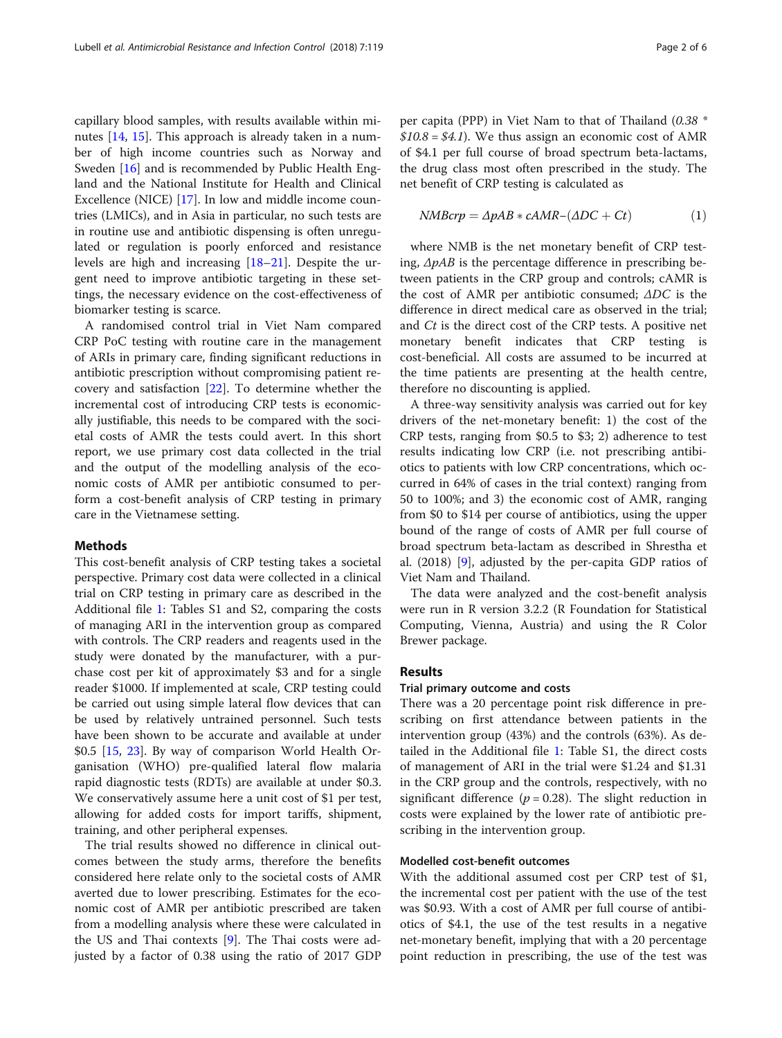capillary blood samples, with results available within minutes [14, 15]. This approach is already taken in a number of high income countries such as Norway and Sweden [16] and is recommended by Public Health England and the National Institute for Health and Clinical Excellence (NICE) [17]. In low and middle income countries (LMICs), and in Asia in particular, no such tests are in routine use and antibiotic dispensing is often unregulated or regulation is poorly enforced and resistance levels are high and increasing [18–21]. Despite the urgent need to improve antibiotic targeting in these settings, the necessary evidence on the cost-effectiveness of biomarker testing is scarce.

A randomised control trial in Viet Nam compared CRP PoC testing with routine care in the management of ARIs in primary care, finding significant reductions in antibiotic prescription without compromising patient recovery and satisfaction [22]. To determine whether the incremental cost of introducing CRP tests is economically justifiable, this needs to be compared with the societal costs of AMR the tests could avert. In this short report, we use primary cost data collected in the trial and the output of the modelling analysis of the economic costs of AMR per antibiotic consumed to perform a cost-benefit analysis of CRP testing in primary care in the Vietnamese setting.

## Methods

This cost-benefit analysis of CRP testing takes a societal perspective. Primary cost data were collected in a clinical trial on CRP testing in primary care as described in the Additional file 1: Tables S1 and S2, comparing the costs of managing ARI in the intervention group as compared with controls. The CRP readers and reagents used in the study were donated by the manufacturer, with a purchase cost per kit of approximately $3 and for a single reader $1000. If implemented at scale, CRP testing could be carried out using simple lateral flow devices that can be used by relatively untrained personnel. Such tests have been shown to be accurate and available at under $0.5 [15, 23]. By way of comparison World Health Organisation (WHO) pre-qualified lateral flow malaria rapid diagnostic tests (RDTs) are available at under $0.3. We conservatively assume here a unit cost of $1 per test, allowing for added costs for import tariffs, shipment, training, and other peripheral expenses.

The trial results showed no difference in clinical outcomes between the study arms, therefore the benefits considered here relate only to the societal costs of AMR averted due to lower prescribing. Estimates for the economic cost of AMR per antibiotic prescribed are taken from a modelling analysis where these were calculated in the US and Thai contexts [9]. The Thai costs were adjusted by a factor of 0.38 using the ratio of 2017 GDP per capita (PPP) in Viet Nam to that of Thailand (*0.38 \* $10.8 = $4.1*). We thus assign an economic cost of AMR of $4.1 per full course of broad spectrum beta-lactams, the drug class most often prescribed in the study. The net benefit of CRP testing is calculated as

$$NMBcrp = \Delta pAB * cAMR - (\Delta DC + Ct) \tag{1}$$

where NMB is the net monetary benefit of CRP testing, $\Delta pAB$ is the percentage difference in prescribing between patients in the CRP group and controls; cAMR is the cost of AMR per antibiotic consumed; $\Delta DC$ is the difference in direct medical care as observed in the trial; and $Ct$ is the direct cost of the CRP tests. A positive net monetary benefit indicates that CRP testing is cost-beneficial. All costs are assumed to be incurred at the time patients are presenting at the health centre, therefore no discounting is applied.

A three-way sensitivity analysis was carried out for key drivers of the net-monetary benefit: 1) the cost of the CRP tests, ranging from $0.5 to $3; 2) adherence to test results indicating low CRP (i.e. not prescribing antibiotics to patients with low CRP concentrations, which occurred in 64% of cases in the trial context) ranging from 50 to 100%; and 3) the economic cost of AMR, ranging from $0 to $14 per course of antibiotics, using the upper bound of the range of costs of AMR per full course of broad spectrum beta-lactam as described in Shrestha et al. (2018) [9], adjusted by the per-capita GDP ratios of Viet Nam and Thailand.

The data were analyzed and the cost-benefit analysis were run in R version 3.2.2 (R Foundation for Statistical Computing, Vienna, Austria) and using the R Color Brewer package.

## Results

### Trial primary outcome and costs

There was a 20 percentage point risk difference in prescribing on first attendance between patients in the intervention group (43%) and the controls (63%). As detailed in the Additional file 1: Table S1, the direct costs of management of ARI in the trial were $1.24 and $1.31 in the CRP group and the controls, respectively, with no significant difference ($p = 0.28$). The slight reduction in costs were explained by the lower rate of antibiotic prescribing in the intervention group.

### Modelled cost-benefit outcomes

With the additional assumed cost per CRP test of $1, the incremental cost per patient with the use of the test was $0.93. With a cost of AMR per full course of antibiotics of $4.1, the use of the test results in a negative net-monetary benefit, implying that with a 20 percentage point reduction in prescribing, the use of the test was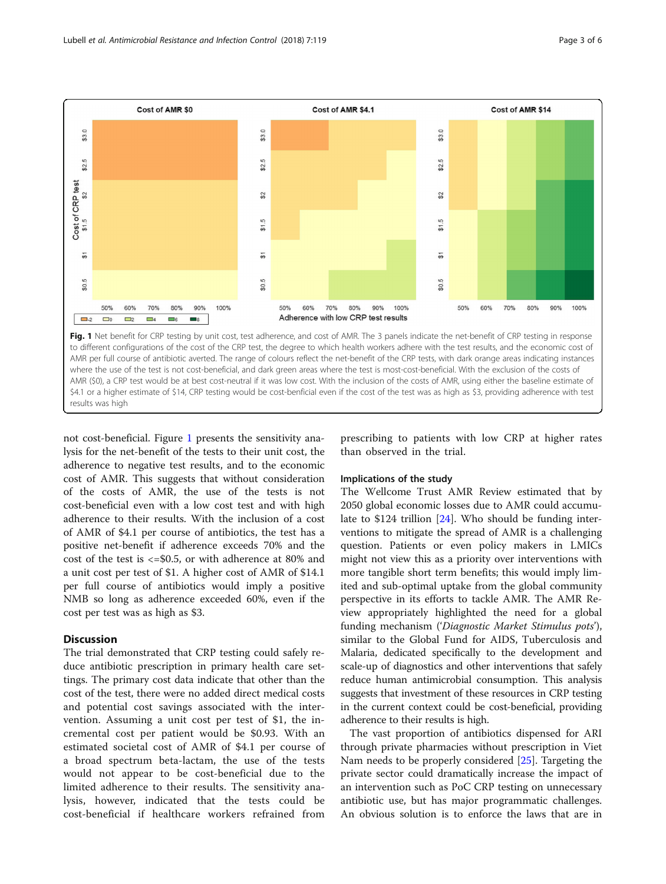Fig. 1 Net benefit for CRP testing by unit cost, test adherence, and cost of AMR. The 3 panels indicate the net-benefit of CRP testing in response to different configurations of the cost of the CRP test, the degree to which health workers adhere with the test results, and the economic cost of AMR per full course of antibiotic averted. The range of colours reflect the net-benefit of the CRP tests, with dark orange areas indicating instances where the use of the test is not cost-beneficial, and dark green areas where the test is most-cost-beneficial. With the exclusion of the costs of AMR ($0), a CRP test would be at best cost-neutral if it was low cost. With the inclusion of the costs of AMR, using either the baseline estimate of $4.1 or a higher estimate of $14, CRP testing would be cost-benficial even if the cost of the test was as high as $3, providing adherence with test results was high

not cost-beneficial. Figure 1 presents the sensitivity analysis for the net-benefit of the tests to their unit cost, the adherence to negative test results, and to the economic cost of AMR. This suggests that without consideration of the costs of AMR, the use of the tests is not cost-beneficial even with a low cost test and with high adherence to their results. With the inclusion of a cost of AMR of $4.1 per course of antibiotics, the test has a positive net-benefit if adherence exceeds 70% and the cost of the test is <=$0.5, or with adherence at 80% and a unit cost per test of $1. A higher cost of AMR of $14.1 per full course of antibiotics would imply a positive NMB so long as adherence exceeded 60%, even if the cost per test was as high as $3.

## Discussion

The trial demonstrated that CRP testing could safely reduce antibiotic prescription in primary health care settings. The primary cost data indicate that other than the cost of the test, there were no added direct medical costs and potential cost savings associated with the intervention. Assuming a unit cost per test of $1, the incremental cost per patient would be $0.93. With an estimated societal cost of $4.1 per course of a broad spectrum beta-lactam, the use of the tests would not appear to be cost-beneficial due to the limited adherence to their results. The sensitivity analysis, however, indicated that the tests could be cost-beneficial if healthcare workers refrained from prescribing to patients with low CRP at higher rates than observed in the trial.

### Implications of the study

The Wellcome Trust AMR Review estimated that by 2050 global economic losses due to AMR could accumulate to $124 trillion [24]. Who should be funding interventions to mitigate the spread of AMR is a challenging question. Patients or even policy makers in LMICs might not view this as a priority over interventions with more tangible short term benefits; this would imply limited and sub-optimal uptake from the global community perspective in its efforts to tackle AMR. The AMR Review appropriately highlighted the need for a global funding mechanism ('*Diagnostic Market Stimulus pots*'), similar to the Global Fund for AIDS, Tuberculosis and Malaria, dedicated specifically to the development and scale-up of diagnostics and other interventions that safely reduce human antimicrobial consumption. This analysis suggests that investment of these resources in CRP testing in the current context could be cost-beneficial, providing adherence to their results is high.

The vast proportion of antibiotics dispensed for ARI through private pharmacies without prescription in Viet Nam needs to be properly considered [25]. Targeting the private sector could dramatically increase the impact of an intervention such as PoC CRP testing on unnecessary antibiotic use, but has major programmatic challenges. An obvious solution is to enforce the laws that are in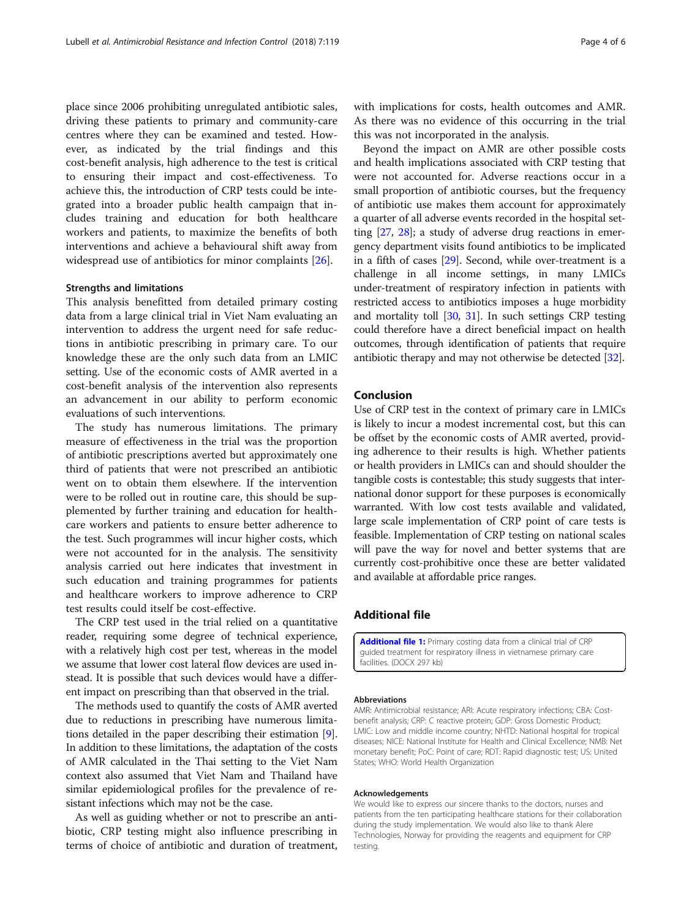place since 2006 prohibiting unregulated antibiotic sales, driving these patients to primary and community-care centres where they can be examined and tested. However, as indicated by the trial findings and this cost-benefit analysis, high adherence to the test is critical to ensuring their impact and cost-effectiveness. To achieve this, the introduction of CRP tests could be integrated into a broader public health campaign that includes training and education for both healthcare workers and patients, to maximize the benefits of both interventions and achieve a behavioural shift away from widespread use of antibiotics for minor complaints [26].

### Strengths and limitations

This analysis benefitted from detailed primary costing data from a large clinical trial in Viet Nam evaluating an intervention to address the urgent need for safe reductions in antibiotic prescribing in primary care. To our knowledge these are the only such data from an LMIC setting. Use of the economic costs of AMR averted in a cost-benefit analysis of the intervention also represents an advancement in our ability to perform economic evaluations of such interventions.

The study has numerous limitations. The primary measure of effectiveness in the trial was the proportion of antibiotic prescriptions averted but approximately one third of patients that were not prescribed an antibiotic went on to obtain them elsewhere. If the intervention were to be rolled out in routine care, this should be supplemented by further training and education for healthcare workers and patients to ensure better adherence to the test. Such programmes will incur higher costs, which were not accounted for in the analysis. The sensitivity analysis carried out here indicates that investment in such education and training programmes for patients and healthcare workers to improve adherence to CRP test results could itself be cost-effective.

The CRP test used in the trial relied on a quantitative reader, requiring some degree of technical experience, with a relatively high cost per test, whereas in the model we assume that lower cost lateral flow devices are used instead. It is possible that such devices would have a different impact on prescribing than that observed in the trial.

The methods used to quantify the costs of AMR averted due to reductions in prescribing have numerous limitations detailed in the paper describing their estimation [9]. In addition to these limitations, the adaptation of the costs of AMR calculated in the Thai setting to the Viet Nam context also assumed that Viet Nam and Thailand have similar epidemiological profiles for the prevalence of resistant infections which may not be the case.

As well as guiding whether or not to prescribe an antibiotic, CRP testing might also influence prescribing in terms of choice of antibiotic and duration of treatment, with implications for costs, health outcomes and AMR. As there was no evidence of this occurring in the trial this was not incorporated in the analysis.

Beyond the impact on AMR are other possible costs and health implications associated with CRP testing that were not accounted for. Adverse reactions occur in a small proportion of antibiotic courses, but the frequency of antibiotic use makes them account for approximately a quarter of all adverse events recorded in the hospital setting [27, 28]; a study of adverse drug reactions in emergency department visits found antibiotics to be implicated in a fifth of cases [29]. Second, while over-treatment is a challenge in all income settings, in many LMICs under-treatment of respiratory infection in patients with restricted access to antibiotics imposes a huge morbidity and mortality toll [30, 31]. In such settings CRP testing could therefore have a direct beneficial impact on health outcomes, through identification of patients that require antibiotic therapy and may not otherwise be detected [32].

## Conclusion

Use of CRP test in the context of primary care in LMICs is likely to incur a modest incremental cost, but this can be offset by the economic costs of AMR averted, providing adherence to their results is high. Whether patients or health providers in LMICs can and should shoulder the tangible costs is contestable; this study suggests that international donor support for these purposes is economically warranted. With low cost tests available and validated, large scale implementation of CRP point of care tests is feasible. Implementation of CRP testing on national scales will pave the way for novel and better systems that are currently cost-prohibitive once these are better validated and available at affordable price ranges.

## Additional file

**Additional file 1:** Primary costing data from a clinical trial of CRP guided treatment for respiratory illness in vietnamese primary care facilities. (DOCX 297 kb)

#### Abbreviations

AMR: Antimicrobial resistance; ARI: Acute respiratory infections; CBA: Cost-benefit analysis; CRP: C reactive protein; GDP: Gross Domestic Product; LMIC: Low and middle income country; NHTD: National hospital for tropical diseases; NICE: National Institute for Health and Clinical Excellence; NMB: Net monetary benefit; PoC: Point of care; RDT: Rapid diagnostic test; US: United States; WHO: World Health Organization

#### Acknowledgements

We would like to express our sincere thanks to the doctors, nurses and patients from the ten participating healthcare stations for their collaboration during the study implementation. We would also like to thank Alere Technologies, Norway for providing the reagents and equipment for CRP testing.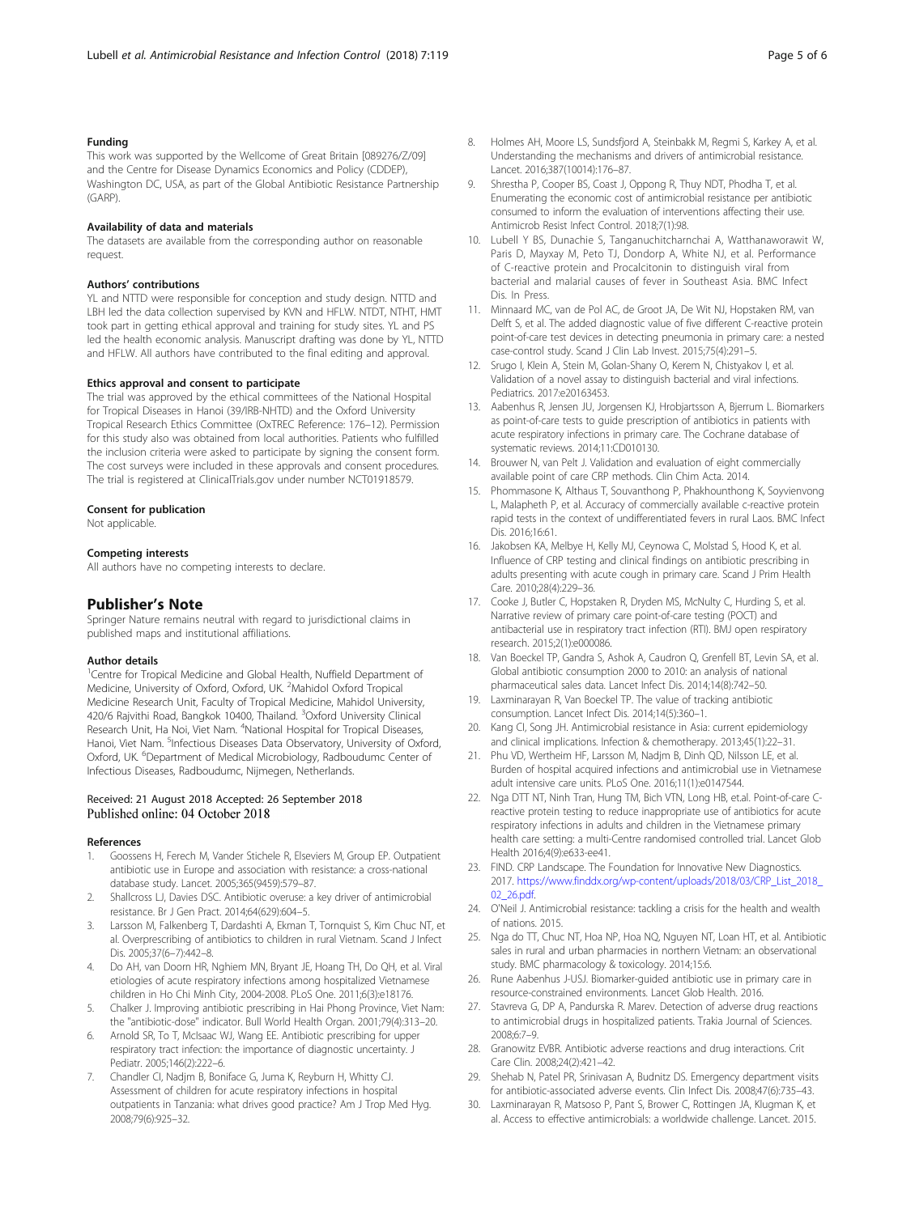#### Funding

This work was supported by the Wellcome of Great Britain [089276/Z/09] and the Centre for Disease Dynamics Economics and Policy (CDDEP), Washington DC, USA, as part of the Global Antibiotic Resistance Partnership (GARP).

#### Availability of data and materials

The datasets are available from the corresponding author on reasonable request.

#### Authors' contributions

YL and NTTD were responsible for conception and study design. NTTD and LBH led the data collection supervised by KVN and HFLW. NTDT, NTHT, HMT took part in getting ethical approval and training for study sites. YL and PS led the health economic analysis. Manuscript drafting was done by YL, NTTD and HFLW. All authors have contributed to the final editing and approval.

#### Ethics approval and consent to participate

The trial was approved by the ethical committees of the National Hospital for Tropical Diseases in Hanoi (39/IRB-NHTD) and the Oxford University Tropical Research Ethics Committee (OxTREC Reference: 176–12). Permission for this study also was obtained from local authorities. Patients who fulfilled the inclusion criteria were asked to participate by signing the consent form. The cost surveys were included in these approvals and consent procedures. The trial is registered at ClinicalTrials.gov under number NCT01918579.

#### Consent for publication

Not applicable.

#### Competing interests

All authors have no competing interests to declare.

## Publisher's Note

Springer Nature remains neutral with regard to jurisdictional claims in published maps and institutional affiliations.

#### Author details

[1]Centre for Tropical Medicine and Global Health, Nuffield Department of Medicine, University of Oxford, Oxford, UK. [2]Mahidol Oxford Tropical Medicine Research Unit, Faculty of Tropical Medicine, Mahidol University, 420/6 Rajvithi Road, Bangkok 10400, Thailand. [3]Oxford University Clinical Research Unit, Ha Noi, Viet Nam. [4]National Hospital for Tropical Diseases, Hanoi, Viet Nam. [5]Infectious Diseases Data Observatory, University of Oxford, Oxford, UK. [6]Department of Medical Microbiology, Radboudumc Center of Infectious Diseases, Radboudumc, Nijmegen, Netherlands.

Received: 21 August 2018 Accepted: 26 September 2018
Published online: 04 October 2018

#### References

1. Goossens H, Ferech M, Vander Stichele R, Elseviers M, Group EP. Outpatient antibiotic use in Europe and association with resistance: a cross-national database study. Lancet. 2005;365(9459):579–87.
2. Shallcross LJ, Davies DSC. Antibiotic overuse: a key driver of antimicrobial resistance. Br J Gen Pract. 2014;64(629):604–5.
3. Larsson M, Falkenberg T, Dardashti A, Ekman T, Tornquist S, Kim Chuc NT, et al. Overprescribing of antibiotics to children in rural Vietnam. Scand J Infect Dis. 2005;37(6–7):442–8.
4. Do AH, van Doorn HR, Nghiem MN, Bryant JE, Hoang TH, Do QH, et al. Viral etiologies of acute respiratory infections among hospitalized Vietnamese children in Ho Chi Minh City, 2004-2008. PLoS One. 2011;6(3):e18176.
5. Chalker J. Improving antibiotic prescribing in Hai Phong Province, Viet Nam: the "antibiotic-dose" indicator. Bull World Health Organ. 2001;79(4):313–20.
6. Arnold SR, To T, McIsaac WJ, Wang EE. Antibiotic prescribing for upper respiratory tract infection: the importance of diagnostic uncertainty. J Pediatr. 2005;146(2):222–6.
7. Chandler CI, Nadjm B, Boniface G, Juma K, Reyburn H, Whitty CJ. Assessment of children for acute respiratory infections in hospital outpatients in Tanzania: what drives good practice? Am J Trop Med Hyg. 2008;79(6):925–32.
8. Holmes AH, Moore LS, Sundsfjord A, Steinbakk M, Regmi S, Karkey A, et al. Understanding the mechanisms and drivers of antimicrobial resistance. Lancet. 2016;387(10014):176–87.
9. Shrestha P, Cooper BS, Coast J, Oppong R, Thuy NDT, Phodha T, et al. Enumerating the economic cost of antimicrobial resistance per antibiotic consumed to inform the evaluation of interventions affecting their use. Antimicrob Resist Infect Control. 2018;7(1):98.
10. Lubell Y BS, Dunachie S, Tanganuchitcharnchai A, Watthanaworawit W, Paris D, Mayxay M, Peto TJ, Dondorp A, White NJ, et al. Performance of C-reactive protein and Procalcitonin to distinguish viral from bacterial and malarial causes of fever in Southeast Asia. BMC Infect Dis. In Press.
11. Minnaard MC, van de Pol AC, de Groot JA, De Wit NJ, Hopstaken RM, van Delft S, et al. The added diagnostic value of five different C-reactive protein point-of-care test devices in detecting pneumonia in primary care: a nested case-control study. Scand J Clin Lab Invest. 2015;75(4):291–5.
12. Srugo I, Klein A, Stein M, Golan-Shany O, Kerem N, Chistyakov I, et al. Validation of a novel assay to distinguish bacterial and viral infections. Pediatrics. 2017:e20163453.
13. Aabenhus R, Jensen JU, Jorgensen KJ, Hrobjartsson A, Bjerrum L. Biomarkers as point-of-care tests to guide prescription of antibiotics in patients with acute respiratory infections in primary care. The Cochrane database of systematic reviews. 2014;11:CD010130.
14. Brouwer N, van Pelt J. Validation and evaluation of eight commercially available point of care CRP methods. Clin Chim Acta. 2014.
15. Phommasone K, Althaus T, Souvanthong P, Phakhounthong K, Soyvienvong L, Malapheth P, et al. Accuracy of commercially available c-reactive protein rapid tests in the context of undifferentiated fevers in rural Laos. BMC Infect Dis. 2016;16:61.
16. Jakobsen KA, Melbye H, Kelly MJ, Ceynowa C, Molstad S, Hood K, et al. Influence of CRP testing and clinical findings on antibiotic prescribing in adults presenting with acute cough in primary care. Scand J Prim Health Care. 2010;28(4):229–36.
17. Cooke J, Butler C, Hopstaken R, Dryden MS, McNulty C, Hurding S, et al. Narrative review of primary care point-of-care testing (POCT) and antibacterial use in respiratory tract infection (RTI). BMJ open respiratory research. 2015;2(1):e000086.
18. Van Boeckel TP, Gandra S, Ashok A, Caudron Q, Grenfell BT, Levin SA, et al. Global antibiotic consumption 2000 to 2010: an analysis of national pharmaceutical sales data. Lancet Infect Dis. 2014;14(8):742–50.
19. Laxminarayan R, Van Boeckel TP. The value of tracking antibiotic consumption. Lancet Infect Dis. 2014;14(5):360–1.
20. Kang CI, Song JH. Antimicrobial resistance in Asia: current epidemiology and clinical implications. Infection & chemotherapy. 2013;45(1):22–31.
21. Phu VD, Wertheim HF, Larsson M, Nadjm B, Dinh QD, Nilsson LE, et al. Burden of hospital acquired infections and antimicrobial use in Vietnamese adult intensive care units. PLoS One. 2016;11(1):e0147544.
22. Nga DTT NT, Ninh Tran, Hung TM, Bich VTN, Long HB, et.al. Point-of-care C-reactive protein testing to reduce inappropriate use of antibiotics for acute respiratory infections in adults and children in the Vietnamese primary health care setting: a multi-Centre randomised controlled trial. Lancet Glob Health 2016;4(9):e633-ee41.
23. FIND. CRP Landscape. The Foundation for Innovative New Diagnostics. 2017. https://www.finddx.org/wp-content/uploads/2018/03/CRP_List_2018_02_26.pdf.
24. O'Neil J. Antimicrobial resistance: tackling a crisis for the health and wealth of nations. 2015.
25. Nga do TT, Chuc NT, Hoa NP, Hoa NQ, Nguyen NT, Loan HT, et al. Antibiotic sales in rural and urban pharmacies in northern Vietnam: an observational study. BMC pharmacology & toxicology. 2014;15:6.
26. Rune Aabenhus J-USJ. Biomarker-guided antibiotic use in primary care in resource-constrained environments. Lancet Glob Health. 2016.
27. Stavreva G, DP A, Pandurska R. Marev. Detection of adverse drug reactions to antimicrobial drugs in hospitalized patients. Trakia Journal of Sciences. 2008;6:7–9.
28. Granowitz EVBR. Antibiotic adverse reactions and drug interactions. Crit Care Clin. 2008;24(2):421–42.
29. Shehab N, Patel PR, Srinivasan A, Budnitz DS. Emergency department visits for antibiotic-associated adverse events. Clin Infect Dis. 2008;47(6):735–43.
30. Laxminarayan R, Matsoso P, Pant S, Brower C, Rottingen JA, Klugman K, et al. Access to effective antimicrobials: a worldwide challenge. Lancet. 2015.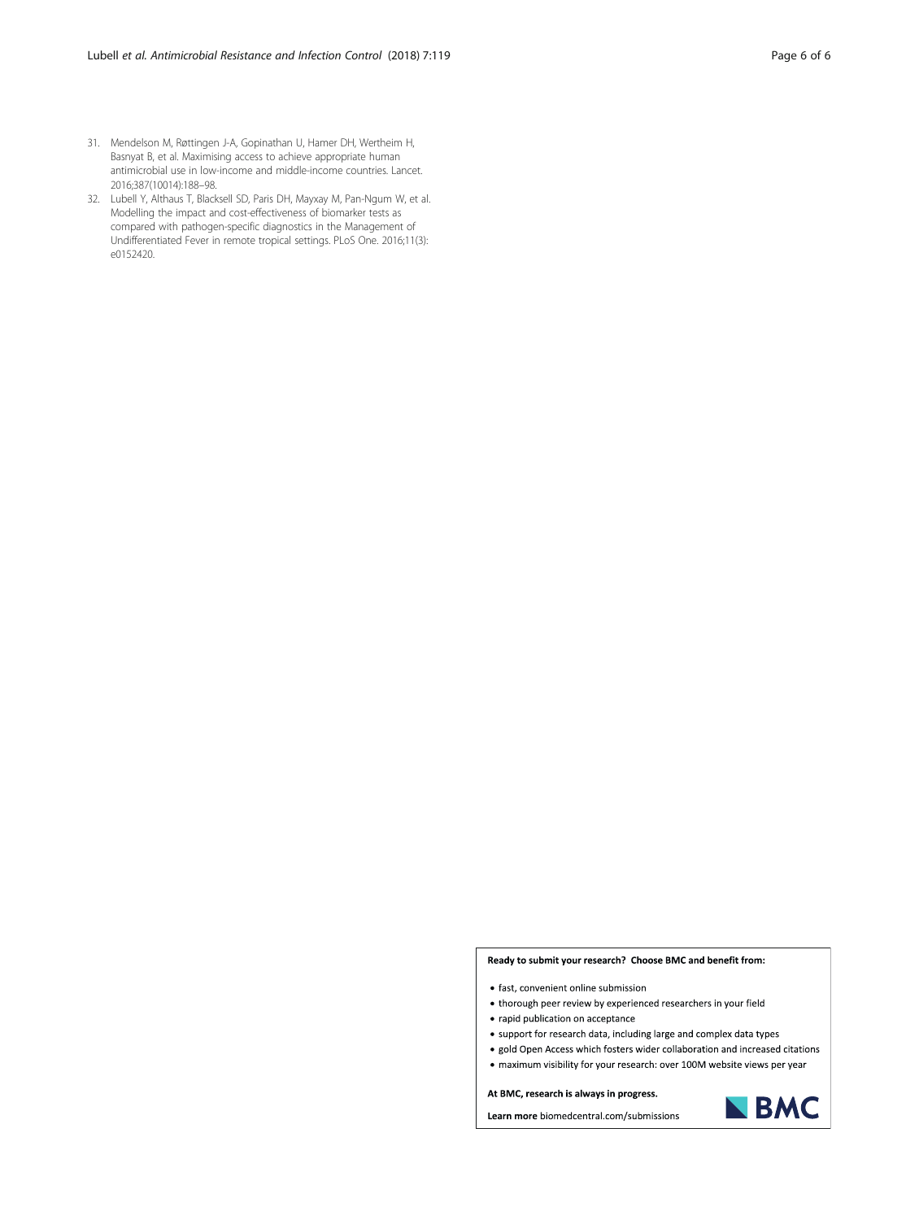31. Mendelson M, Røttingen J-A, Gopinathan U, Hamer DH, Wertheim H, Basnyat B, et al. Maximising access to achieve appropriate human antimicrobial use in low-income and middle-income countries. Lancet. 2016;387(10014):188–98.
32. Lubell Y, Althaus T, Blacksell SD, Paris DH, Mayxay M, Pan-Ngum W, et al. Modelling the impact and cost-effectiveness of biomarker tests as compared with pathogen-specific diagnostics in the Management of Undifferentiated Fever in remote tropical settings. PLoS One. 2016;11(3): e0152420.

**Ready to submit your research? Choose BMC and benefit from:**

- fast, convenient online submission
- thorough peer review by experienced researchers in your field
- rapid publication on acceptance
- support for research data, including large and complex data types
- gold Open Access which fosters wider collaboration and increased citations
- maximum visibility for your research: over 100M website views per year

**At BMC, research is always in progress.**

**Learn more** biomedcentral.com/submissions

BMC